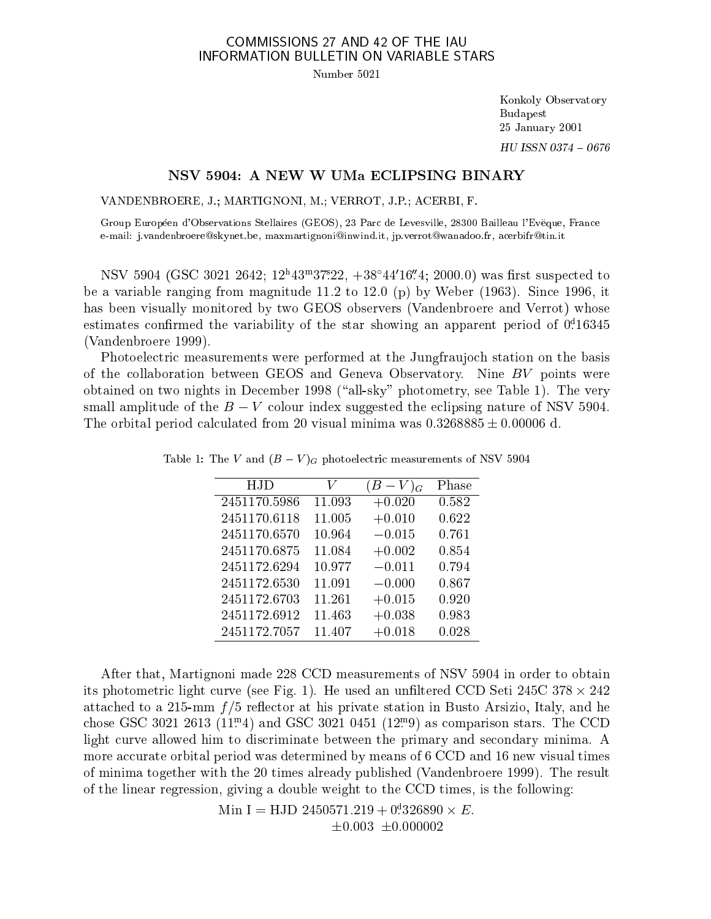COMMISSIONS 27 AND 42 OF THE IAU
INFORMATION BULLETIN ON VARIABLE STARS

Number 5021

Konkoly Observatory
Budapest
25 January 2001

*HU ISSN 0374 – 0676*

# NSV 5904: A NEW W UMa ECLIPSING BINARY

VANDENBROERE, J.; MARTIGNONI, M.; VERROT, J.P.; ACERBI, F.

Group Européen d'Observations Stellaires (GEOS), 23 Parc de Levesville, 28300 Bailleau l'Evêque, France
e-mail: j.vandenbroere@skynet.be, maxmartignoni@inwind.it, jp.verrot@wanadoo.fr, acerbifr@tin.it

NSV 5904 (GSC 3021 2642; $12^{\rm h}43^{\rm m}37\overset{\rm s}{.}22$, $+38^\circ 44' 16\overset{''}{.}4$; 2000.0) was first suspected to be a variable ranging from magnitude 11.2 to 12.0 (p) by Weber (1963). Since 1996, it has been visually monitored by two GEOS observers (Vandenbroere and Verrot) whose estimates confirmed the variability of the star showing an apparent period of $0\overset{\rm d}{.}16345$ (Vandenbroere 1999).

Photoelectric measurements were performed at the Jungfraujoch station on the basis of the collaboration between GEOS and Geneva Observatory. Nine $BV$ points were obtained on two nights in December 1998 ("all-sky" photometry, see Table 1). The very small amplitude of the $B-V$ colour index suggested the eclipsing nature of NSV 5904. The orbital period calculated from 20 visual minima was $0.3268885 \pm 0.00006$ d.

Table 1: The $V$ and $(B-V)_G$ photoelectric measurements of NSV 5904

| HJD | $V$ | $(B-V)_G$ | Phase |
|---|---|---|---|
| 2451170.5986 | 11.093 | +0.020 | 0.582 |
| 2451170.6118 | 11.005 | +0.010 | 0.622 |
| 2451170.6570 | 10.964 | −0.015 | 0.761 |
| 2451170.6875 | 11.084 | +0.002 | 0.854 |
| 2451172.6294 | 10.977 | −0.011 | 0.794 |
| 2451172.6530 | 11.091 | −0.000 | 0.867 |
| 2451172.6703 | 11.261 | +0.015 | 0.920 |
| 2451172.6912 | 11.463 | +0.038 | 0.983 |
| 2451172.7057 | 11.407 | +0.018 | 0.028 |

After that, Martignoni made 228 CCD measurements of NSV 5904 in order to obtain its photometric light curve (see Fig. 1). He used an unfiltered CCD Seti 245C 378 × 242 attached to a 215-mm $f/5$ reflector at his private station in Busto Arsizio, Italy, and he chose GSC 3021 2613 ($11\overset{\rm m}{.}4$) and GSC 3021 0451 ($12\overset{\rm m}{.}9$) as comparison stars. The CCD light curve allowed him to discriminate between the primary and secondary minima. A more accurate orbital period was determined by means of 6 CCD and 16 new visual times of minima together with the 20 times already published (Vandenbroere 1999). The result of the linear regression, giving a double weight to the CCD times, is the following:

$$\text{Min I} = \text{HJD } 2450571.219 + 0\overset{\rm d}{.}326890 \times E.$$
$$\pm 0.003 \quad \pm 0.000002$$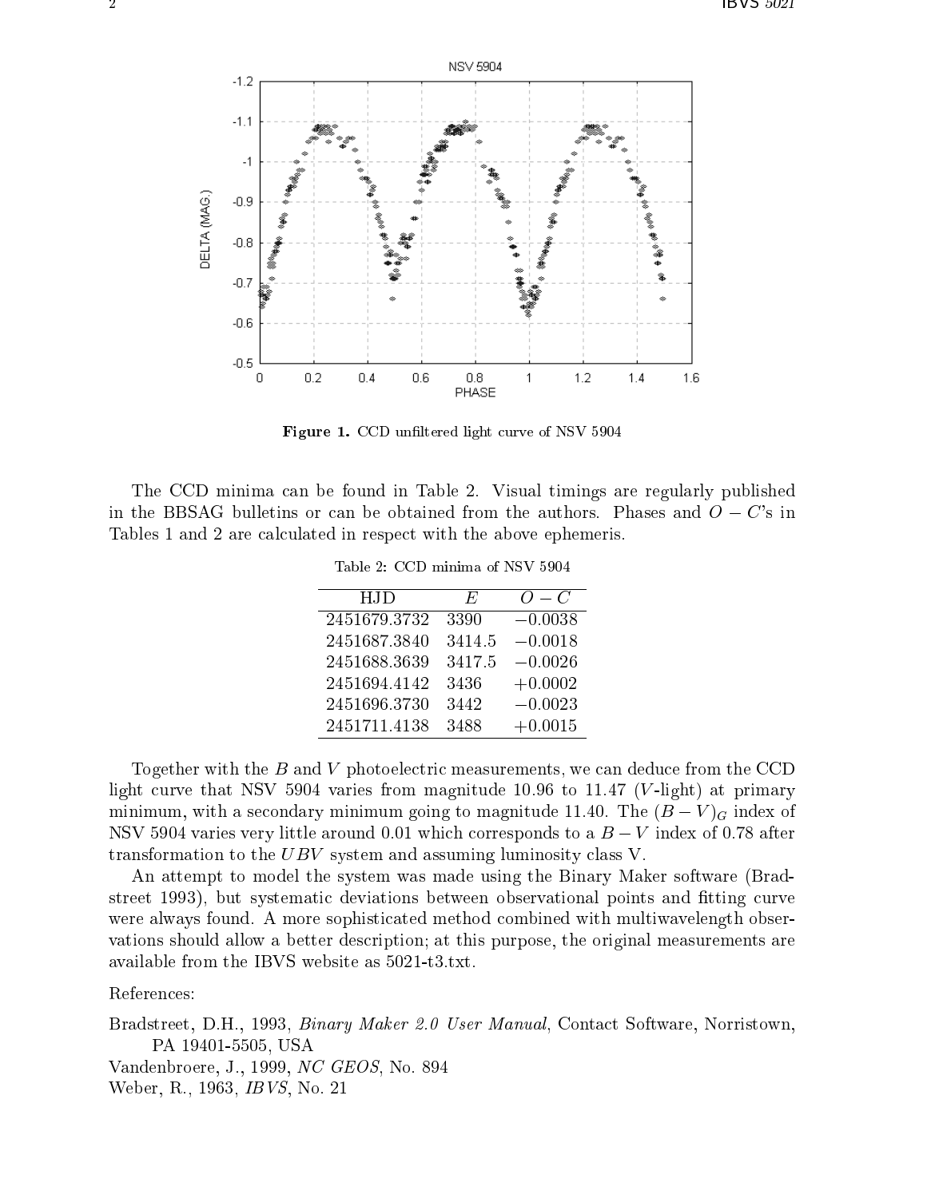NSV 5904

-1.2
-1.1
-1
-0.9
-0.8
-0.7
-0.6
-0.5

DELTA (MAG.)

0
0.2
0.4
0.6
0.8
1
1.2
1.4
1.6

PHASE

**Figure 1.** CCD unfiltered light curve of NSV 5904

The CCD minima can be found in Table 2. Visual timings are regularly published in the BBSAG bulletins or can be obtained from the authors. Phases and $O-C$'s in Tables 1 and 2 are calculated in respect with the above ephemeris.

Table 2: CCD minima of NSV 5904

| HJD | $E$ | $O-C$ |
|---|---|---|
| 2451679.3732 | 3390 | $-0.0038$ |
| 2451687.3840 | 3414.5 | $-0.0018$ |
| 2451688.3639 | 3417.5 | $-0.0026$ |
| 2451694.4142 | 3436 | $+0.0002$ |
| 2451696.3730 | 3442 | $-0.0023$ |
| 2451711.4138 | 3488 | $+0.0015$ |

Together with the $B$ and $V$ photoelectric measurements, we can deduce from the CCD light curve that NSV 5904 varies from magnitude 10.96 to 11.47 ($V$-light) at primary minimum, with a secondary minimum going to magnitude 11.40. The $(B-V)_G$ index of NSV 5904 varies very little around 0.01 which corresponds to a $B-V$ index of 0.78 after transformation to the $UBV$ system and assuming luminosity class V.

An attempt to model the system was made using the Binary Maker software (Bradstreet 1993), but systematic deviations between observational points and fitting curve were always found. A more sophisticated method combined with multiwavelength observations should allow a better description; at this purpose, the original measurements are available from the IBVS website as 5021-t3.txt.

References:

Bradstreet, D.H., 1993, *Binary Maker 2.0 User Manual*, Contact Software, Norristown, PA 19401-5505, USA

Vandenbroere, J., 1999, *NC GEOS*, No. 894

Weber, R., 1963, *IBVS*, No. 21